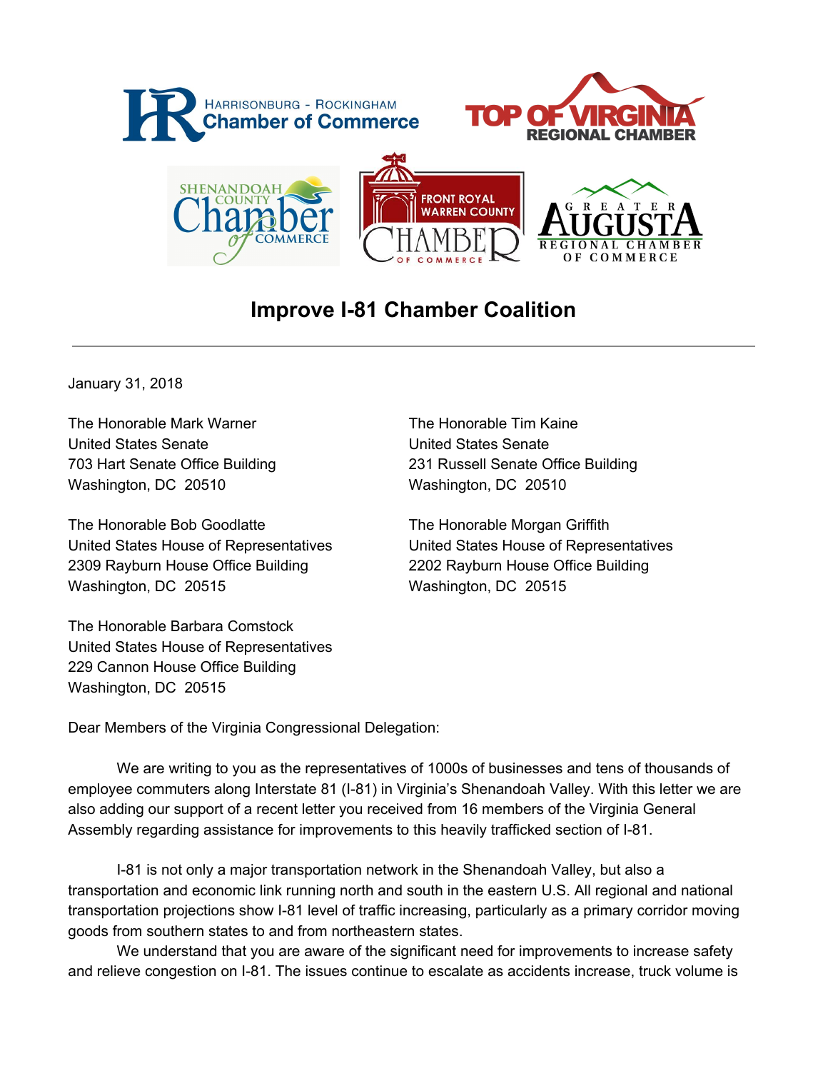HARRISONBURG - ROCKINGHAM Chamber of Commerce

TOP OF VIRGINIA REGIONAL CHAMBER

SHENANDOAH COUNTY Chamber of COMMERCE

FRONT ROYAL WARREN COUNTY CHAMBER OF COMMERCE

GREATER AUGUSTA REGIONAL CHAMBER OF COMMERCE

# Improve I-81 Chamber Coalition

---

January 31, 2018

The Honorable Mark Warner
United States Senate
703 Hart Senate Office Building
Washington, DC 20510

The Honorable Tim Kaine
United States Senate
231 Russell Senate Office Building
Washington, DC 20510

The Honorable Bob Goodlatte
United States House of Representatives
2309 Rayburn House Office Building
Washington, DC 20515

The Honorable Morgan Griffith
United States House of Representatives
2202 Rayburn House Office Building
Washington, DC 20515

The Honorable Barbara Comstock
United States House of Representatives
229 Cannon House Office Building
Washington, DC 20515

Dear Members of the Virginia Congressional Delegation:

We are writing to you as the representatives of 1000s of businesses and tens of thousands of employee commuters along Interstate 81 (I-81) in Virginia's Shenandoah Valley. With this letter we are also adding our support of a recent letter you received from 16 members of the Virginia General Assembly regarding assistance for improvements to this heavily trafficked section of I-81.

I-81 is not only a major transportation network in the Shenandoah Valley, but also a transportation and economic link running north and south in the eastern U.S. All regional and national transportation projections show I-81 level of traffic increasing, particularly as a primary corridor moving goods from southern states to and from northeastern states.

We understand that you are aware of the significant need for improvements to increase safety and relieve congestion on I-81. The issues continue to escalate as accidents increase, truck volume is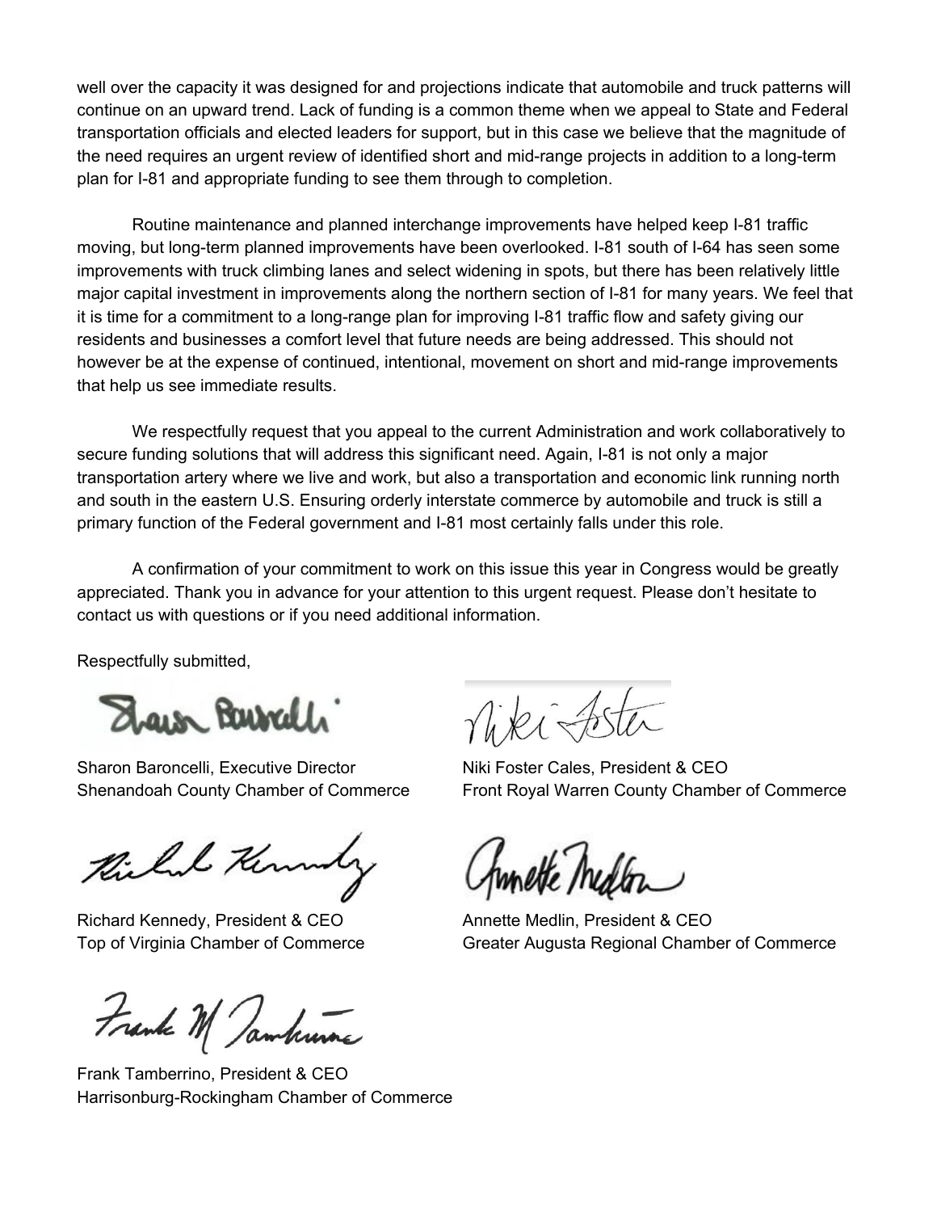well over the capacity it was designed for and projections indicate that automobile and truck patterns will continue on an upward trend. Lack of funding is a common theme when we appeal to State and Federal transportation officials and elected leaders for support, but in this case we believe that the magnitude of the need requires an urgent review of identified short and mid-range projects in addition to a long-term plan for I-81 and appropriate funding to see them through to completion.

Routine maintenance and planned interchange improvements have helped keep I-81 traffic moving, but long-term planned improvements have been overlooked. I-81 south of I-64 has seen some improvements with truck climbing lanes and select widening in spots, but there has been relatively little major capital investment in improvements along the northern section of I-81 for many years. We feel that it is time for a commitment to a long-range plan for improving I-81 traffic flow and safety giving our residents and businesses a comfort level that future needs are being addressed. This should not however be at the expense of continued, intentional, movement on short and mid-range improvements that help us see immediate results.

We respectfully request that you appeal to the current Administration and work collaboratively to secure funding solutions that will address this significant need. Again, I-81 is not only a major transportation artery where we live and work, but also a transportation and economic link running north and south in the eastern U.S. Ensuring orderly interstate commerce by automobile and truck is still a primary function of the Federal government and I-81 most certainly falls under this role.

A confirmation of your commitment to work on this issue this year in Congress would be greatly appreciated. Thank you in advance for your attention to this urgent request. Please don't hesitate to contact us with questions or if you need additional information.

Respectfully submitted,

Sharon Baroncelli, Executive Director
Shenandoah County Chamber of Commerce

Niki Foster Cales, President & CEO
Front Royal Warren County Chamber of Commerce

Richard Kennedy, President & CEO
Top of Virginia Chamber of Commerce

Annette Medlin, President & CEO
Greater Augusta Regional Chamber of Commerce

Frank Tamberrino, President & CEO
Harrisonburg-Rockingham Chamber of Commerce